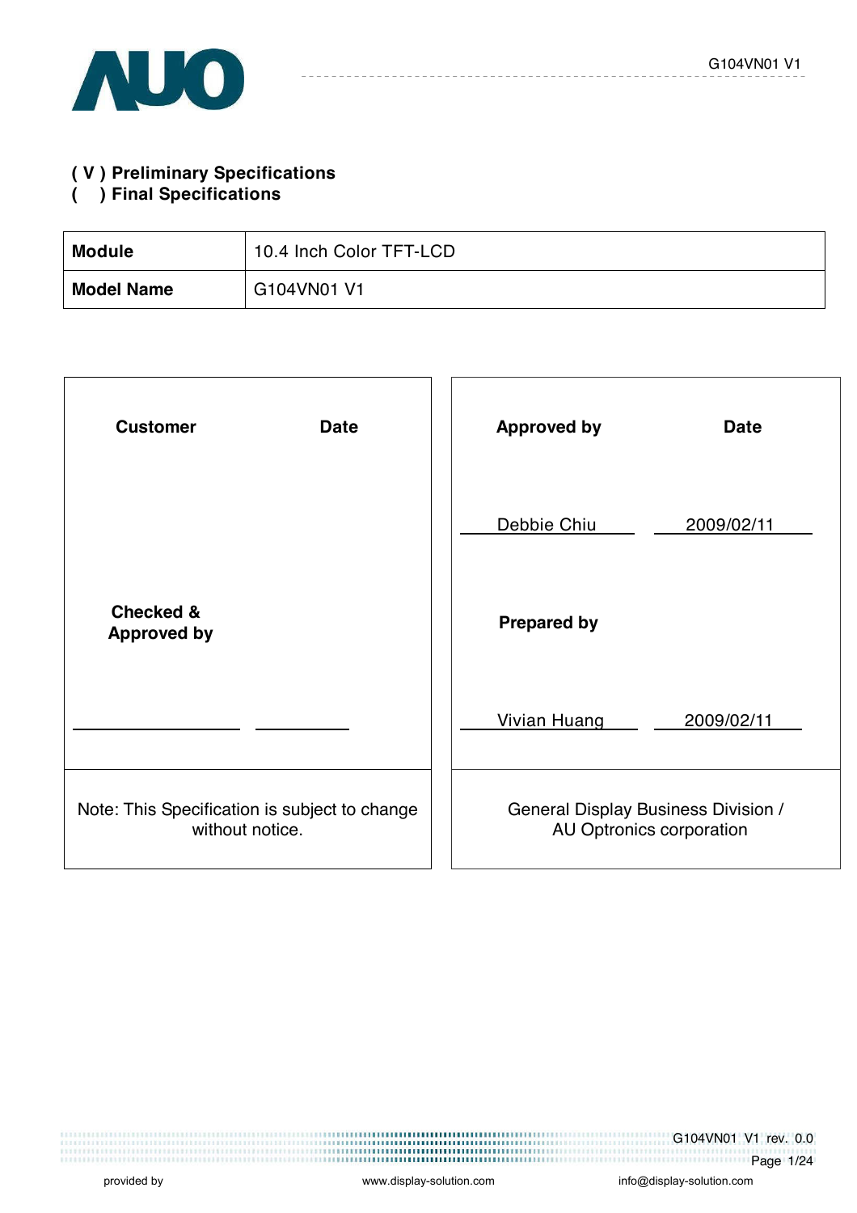( V ) Preliminary Specifications

(   ) Final Specifications

| Module | 10.4 Inch Color TFT-LCD |
|---|---|
| Model Name | G104VN01 V1 |

| Customer | Date | Approved by | Date |
|---|---|---|---|
| | | Debbie Chiu | 2009/02/11 |
| Checked & Approved by | | Prepared by | |
| | | Vivian Huang | 2009/02/11 |
| Note: This Specification is subject to change without notice. | | General Display Business Division / AU Optronics corporation | |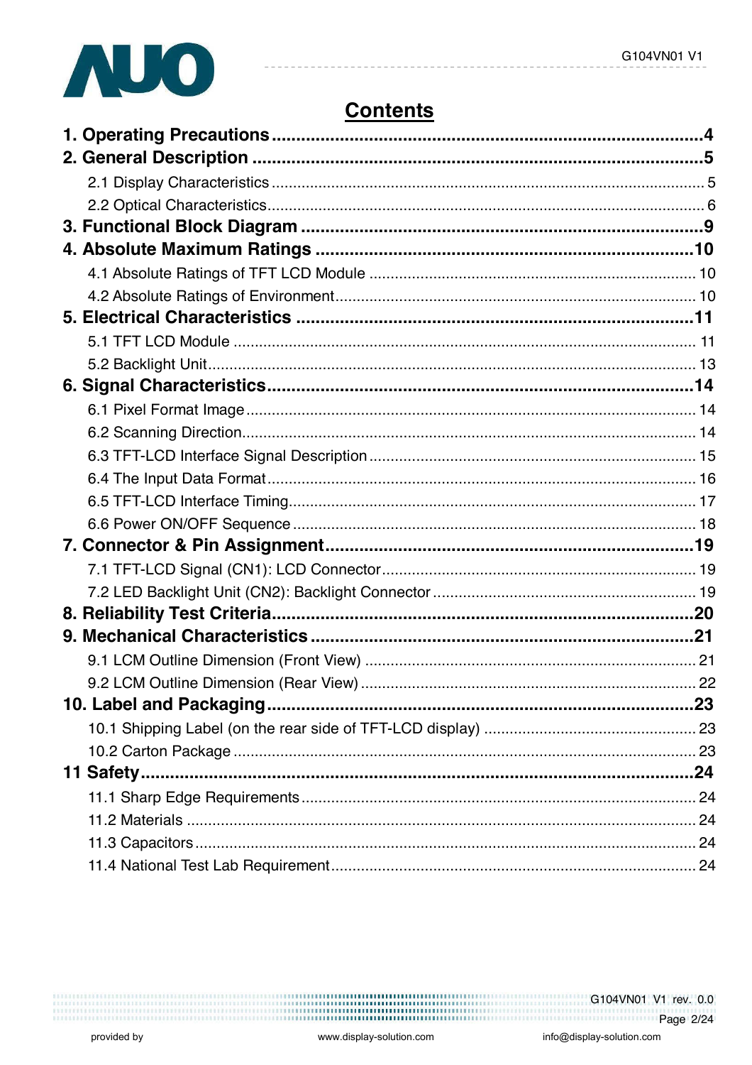# Contents

**1. Operating Precautions** ........................................................................ **4**

**2. General Description** ........................................................................ **5**

2.1 Display Characteristics ........................................................................ 5

2.2 Optical Characteristics ........................................................................ 6

**3. Functional Block Diagram** ........................................................................ **9**

**4. Absolute Maximum Ratings** ........................................................................ **10**

4.1 Absolute Ratings of TFT LCD Module ........................................................................ 10

4.2 Absolute Ratings of Environment ........................................................................ 10

**5. Electrical Characteristics** ........................................................................ **11**

5.1 TFT LCD Module ........................................................................ 11

5.2 Backlight Unit ........................................................................ 13

**6. Signal Characteristics** ........................................................................ **14**

6.1 Pixel Format Image ........................................................................ 14

6.2 Scanning Direction ........................................................................ 14

6.3 TFT-LCD Interface Signal Description ........................................................................ 15

6.4 The Input Data Format ........................................................................ 16

6.5 TFT-LCD Interface Timing ........................................................................ 17

6.6 Power ON/OFF Sequence ........................................................................ 18

**7. Connector & Pin Assignment** ........................................................................ **19**

7.1 TFT-LCD Signal (CN1): LCD Connector ........................................................................ 19

7.2 LED Backlight Unit (CN2): Backlight Connector ........................................................................ 19

**8. Reliability Test Criteria** ........................................................................ **20**

**9. Mechanical Characteristics** ........................................................................ **21**

9.1 LCM Outline Dimension (Front View) ........................................................................ 21

9.2 LCM Outline Dimension (Rear View) ........................................................................ 22

**10. Label and Packaging** ........................................................................ **23**

10.1 Shipping Label (on the rear side of TFT-LCD display) ........................................................................ 23

10.2 Carton Package ........................................................................ 23

**11 Safety** ........................................................................ **24**

11.1 Sharp Edge Requirements ........................................................................ 24

11.2 Materials ........................................................................ 24

11.3 Capacitors ........................................................................ 24

11.4 National Test Lab Requirement ........................................................................ 24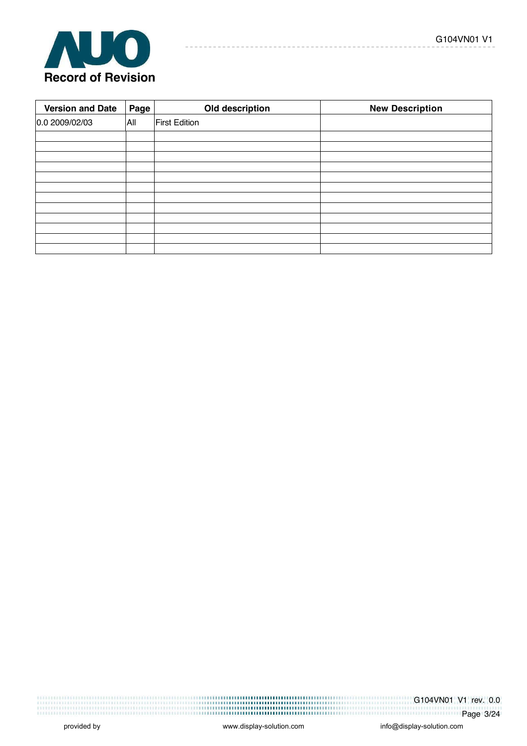# Record of Revision

| Version and Date | Page | Old description | New Description |
|---|---|---|---|
| 0.0 2009/02/03 | All | First Edition | |
| | | | |
| | | | |
| | | | |
| | | | |
| | | | |
| | | | |
| | | | |
| | | | |
| | | | |
| | | | |
| | | | |
| | | | |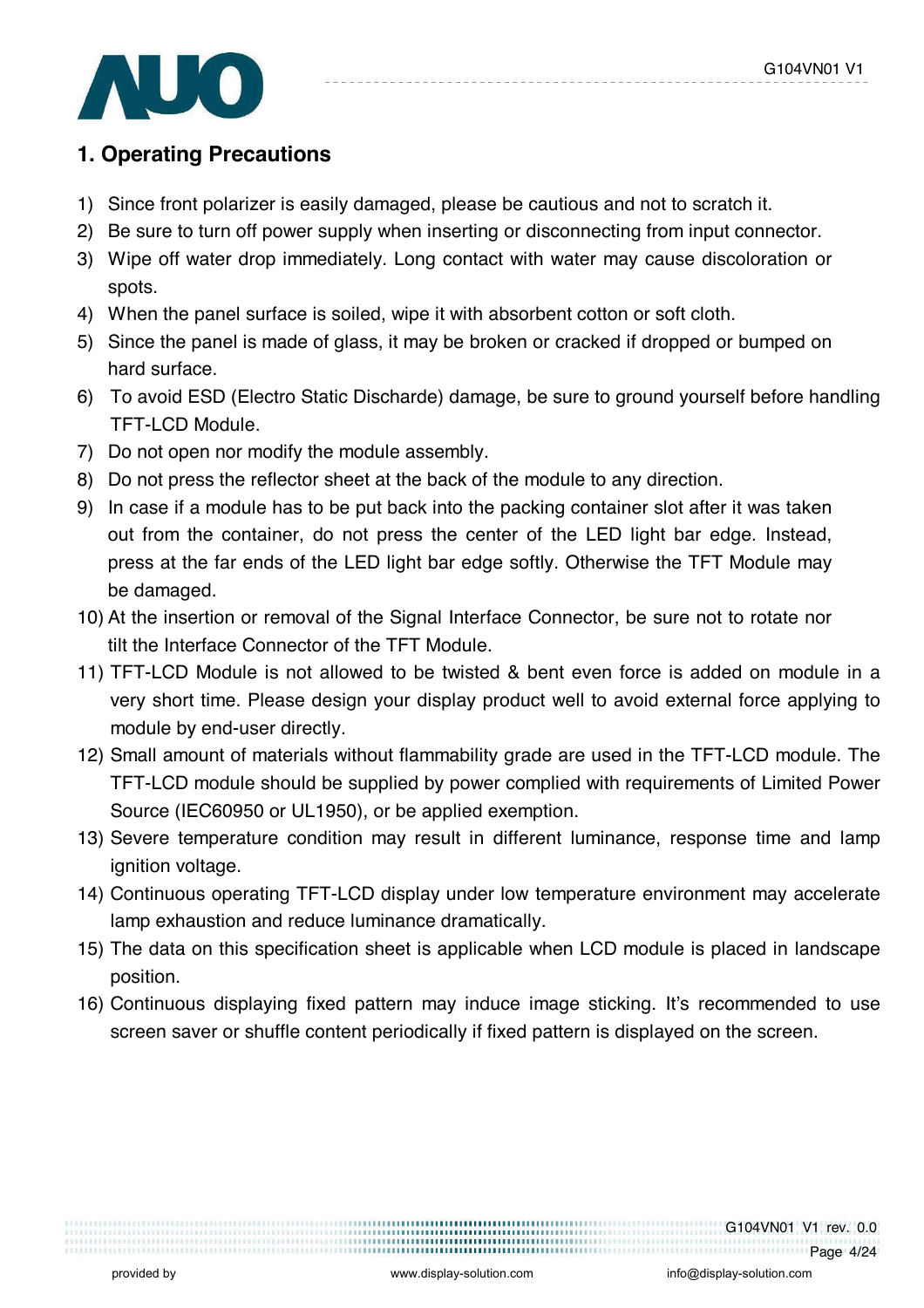# 1. Operating Precautions

1) Since front polarizer is easily damaged, please be cautious and not to scratch it.
2) Be sure to turn off power supply when inserting or disconnecting from input connector.
3) Wipe off water drop immediately. Long contact with water may cause discoloration or spots.
4) When the panel surface is soiled, wipe it with absorbent cotton or soft cloth.
5) Since the panel is made of glass, it may be broken or cracked if dropped or bumped on hard surface.
6) To avoid ESD (Electro Static Discharde) damage, be sure to ground yourself before handling TFT-LCD Module.
7) Do not open nor modify the module assembly.
8) Do not press the reflector sheet at the back of the module to any direction.
9) In case if a module has to be put back into the packing container slot after it was taken out from the container, do not press the center of the LED light bar edge. Instead, press at the far ends of the LED light bar edge softly. Otherwise the TFT Module may be damaged.
10) At the insertion or removal of the Signal Interface Connector, be sure not to rotate nor tilt the Interface Connector of the TFT Module.
11) TFT-LCD Module is not allowed to be twisted & bent even force is added on module in a very short time. Please design your display product well to avoid external force applying to module by end-user directly.
12) Small amount of materials without flammability grade are used in the TFT-LCD module. The TFT-LCD module should be supplied by power complied with requirements of Limited Power Source (IEC60950 or UL1950), or be applied exemption.
13) Severe temperature condition may result in different luminance, response time and lamp ignition voltage.
14) Continuous operating TFT-LCD display under low temperature environment may accelerate lamp exhaustion and reduce luminance dramatically.
15) The data on this specification sheet is applicable when LCD module is placed in landscape position.
16) Continuous displaying fixed pattern may induce image sticking. It's recommended to use screen saver or shuffle content periodically if fixed pattern is displayed on the screen.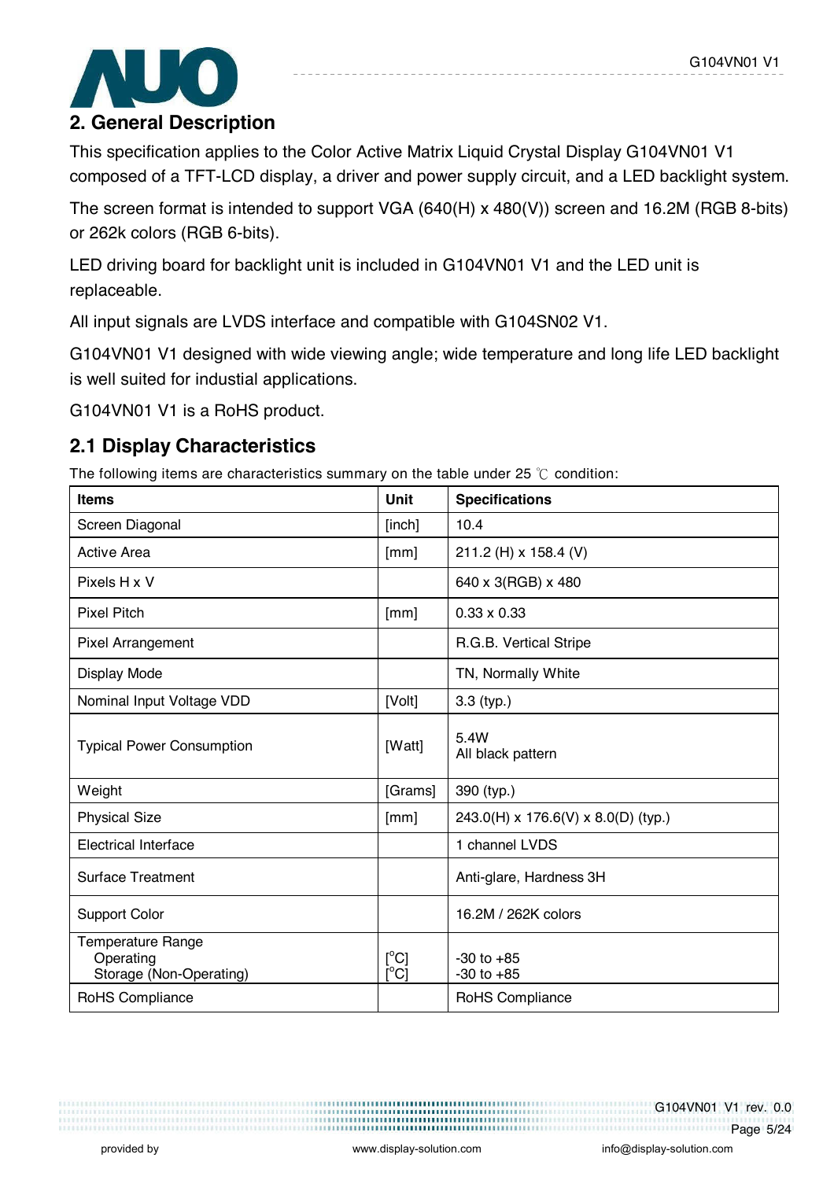## 2. General Description

This specification applies to the Color Active Matrix Liquid Crystal Display G104VN01 V1 composed of a TFT-LCD display, a driver and power supply circuit, and a LED backlight system.

The screen format is intended to support VGA (640(H) x 480(V)) screen and 16.2M (RGB 8-bits) or 262k colors (RGB 6-bits).

LED driving board for backlight unit is included in G104VN01 V1 and the LED unit is replaceable.

All input signals are LVDS interface and compatible with G104SN02 V1.

G104VN01 V1 designed with wide viewing angle; wide temperature and long life LED backlight is well suited for industial applications.

G104VN01 V1 is a RoHS product.

### 2.1 Display Characteristics

The following items are characteristics summary on the table under 25 ℃ condition:

| Items | Unit | Specifications |
|---|---|---|
| Screen Diagonal | [inch] | 10.4 |
| Active Area | [mm] | 211.2 (H) x 158.4 (V) |
| Pixels H x V | | 640 x 3(RGB) x 480 |
| Pixel Pitch | [mm] | 0.33 x 0.33 |
| Pixel Arrangement | | R.G.B. Vertical Stripe |
| Display Mode | | TN, Normally White |
| Nominal Input Voltage VDD | [Volt] | 3.3 (typ.) |
| Typical Power Consumption | [Watt] | 5.4W<br>All black pattern |
| Weight | [Grams] | 390 (typ.) |
| Physical Size | [mm] | 243.0(H) x 176.6(V) x 8.0(D) (typ.) |
| Electrical Interface | | 1 channel LVDS |
| Surface Treatment | | Anti-glare, Hardness 3H |
| Support Color | | 16.2M / 262K colors |
| Temperature Range<br>Operating<br>Storage (Non-Operating) | <br>[°C]<br>[°C] | <br>-30 to +85<br>-30 to +85 |
| RoHS Compliance | | RoHS Compliance |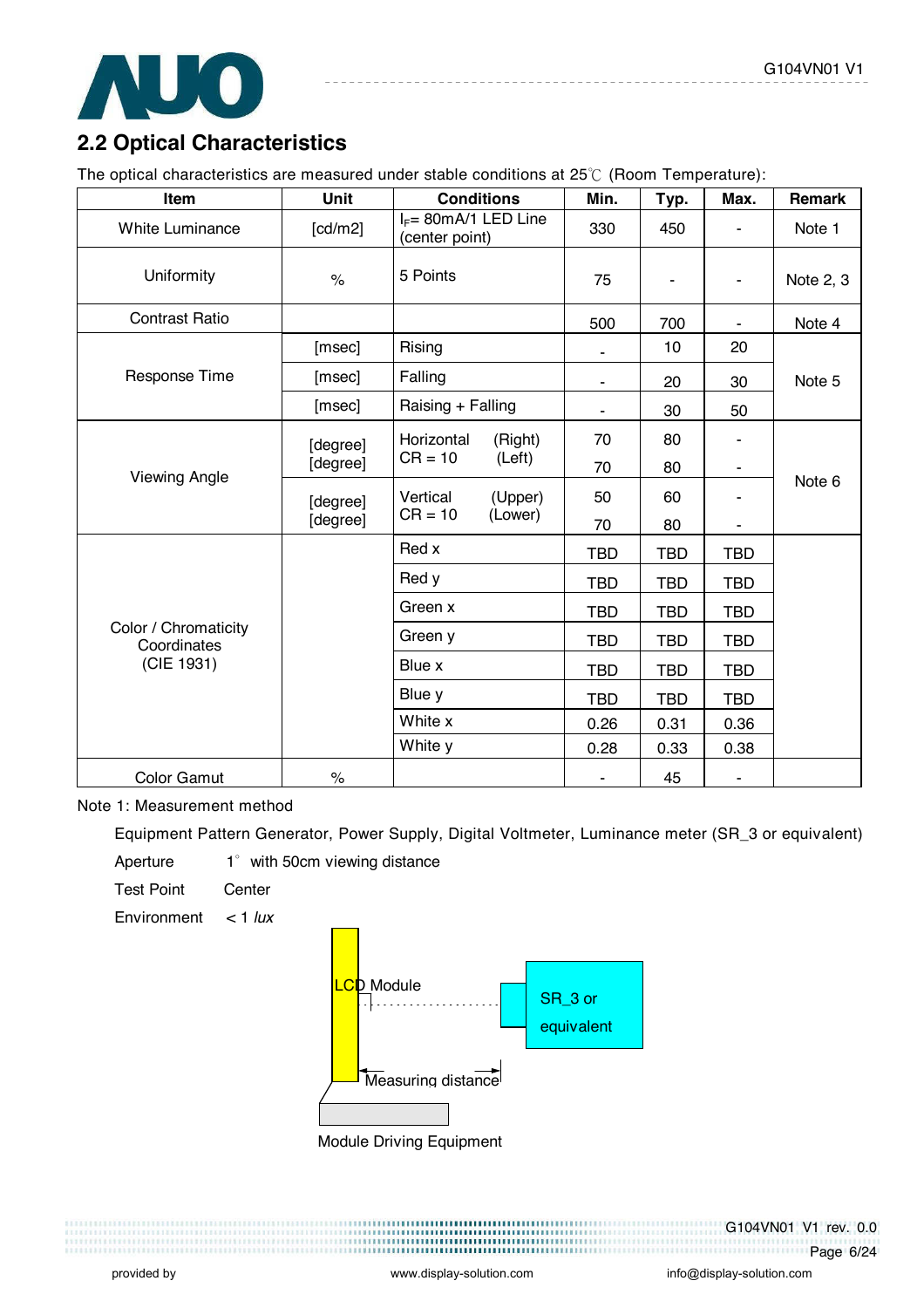## 2.2 Optical Characteristics

The optical characteristics are measured under stable conditions at 25℃ (Room Temperature):

| Item | Unit | Conditions | | Min. | Typ. | Max. | Remark |
|---|---|---|---|---|---|---|---|
| White Luminance | [cd/m2] | $I_F$= 80mA/1 LED Line (center point) | | 330 | 450 | - | Note 1 |
| Uniformity | % | 5 Points | | 75 | - | - | Note 2, 3 |
| Contrast Ratio | | | | 500 | 700 | - | Note 4 |
| Response Time | [msec] | Rising | | - | 10 | 20 | Note 5 |
| | [msec] | Falling | | - | 20 | 30 | |
| | [msec] | Raising + Falling | | - | 30 | 50 | |
| Viewing Angle | [degree] | Horizontal CR = 10 | (Right) | 70 | 80 | - | Note 6 |
| | [degree] | | (Left) | 70 | 80 | - | |
| | [degree] | Vertical CR = 10 | (Upper) | 50 | 60 | - | |
| | [degree] | | (Lower) | 70 | 80 | - | |
| Color / Chromaticity Coordinates (CIE 1931) | | Red x | | TBD | TBD | TBD | |
| | | Red y | | TBD | TBD | TBD | |
| | | Green x | | TBD | TBD | TBD | |
| | | Green y | | TBD | TBD | TBD | |
| | | Blue x | | TBD | TBD | TBD | |
| | | Blue y | | TBD | TBD | TBD | |
| | | White x | | 0.26 | 0.31 | 0.36 | |
| | | White y | | 0.28 | 0.33 | 0.38 | |
| Color Gamut | % | | | - | 45 | - | |

Note 1: Measurement method

Equipment Pattern Generator, Power Supply, Digital Voltmeter, Luminance meter (SR_3 or equivalent)

Aperture 1° with 50cm viewing distance

Test Point Center

Environment < 1 *lux*

LCD Module

SR_3 or equivalent

Measuring distance

Module Driving Equipment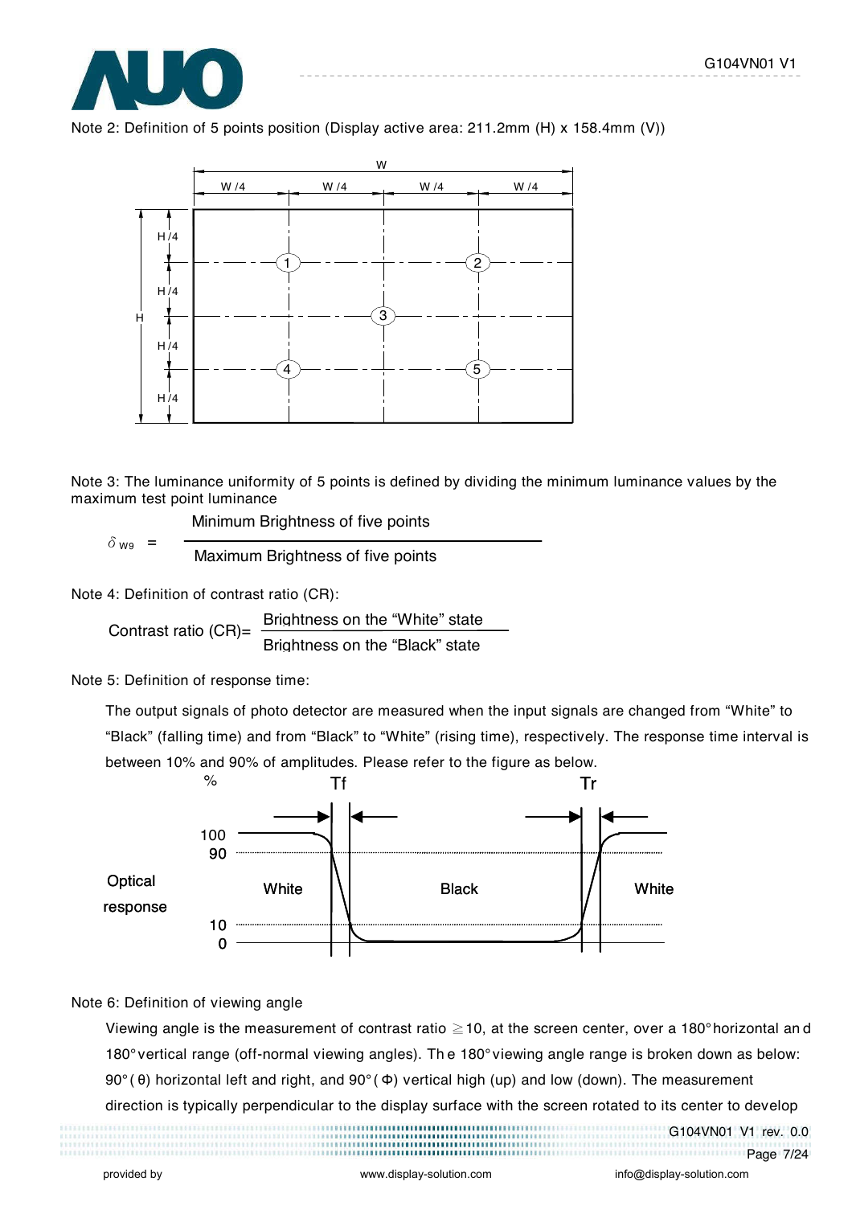Note 2: Definition of 5 points position (Display active area: 211.2mm (H) x 158.4mm (V))

Note 3: The luminance uniformity of 5 points is defined by dividing the minimum luminance values by the maximum test point luminance

$$\delta_{W9} = \frac{\text{Minimum Brightness of five points}}{\text{Maximum Brightness of five points}}$$

Note 4: Definition of contrast ratio (CR):

$$\text{Contrast ratio (CR)} = \frac{\text{Brightness on the "White" state}}{\text{Brightness on the "Black" state}}$$

Note 5: Definition of response time:

The output signals of photo detector are measured when the input signals are changed from "White" to "Black" (falling time) and from "Black" to "White" (rising time), respectively. The response time interval is between 10% and 90% of amplitudes. Please refer to the figure as below.

Note 6: Definition of viewing angle

Viewing angle is the measurement of contrast ratio ≧10, at the screen center, over a 180° horizontal and 180° vertical range (off-normal viewing angles). The 180° viewing angle range is broken down as below: 90° (θ) horizontal left and right, and 90° (Φ) vertical high (up) and low (down). The measurement direction is typically perpendicular to the display surface with the screen rotated to its center to develop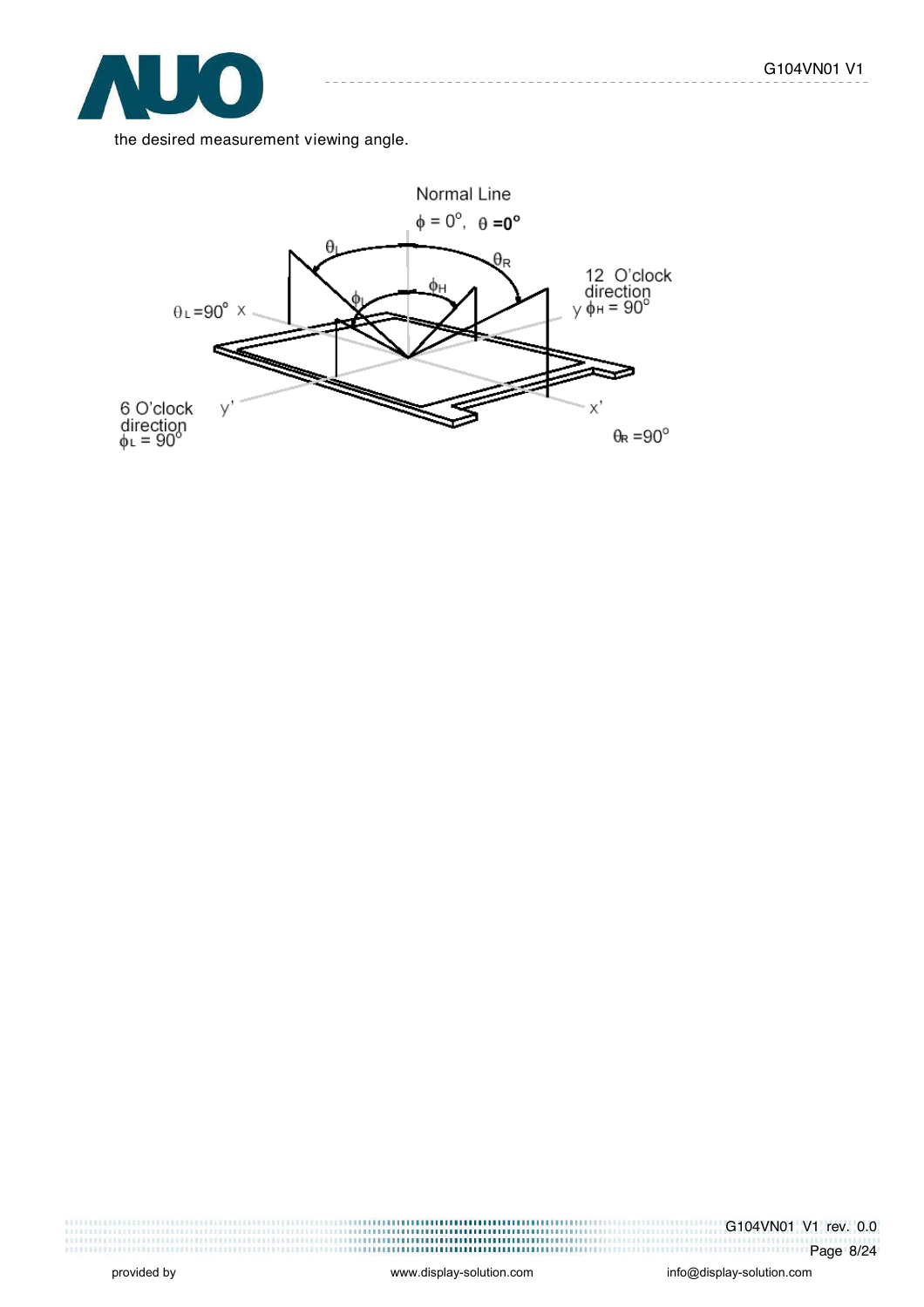the desired measurement viewing angle.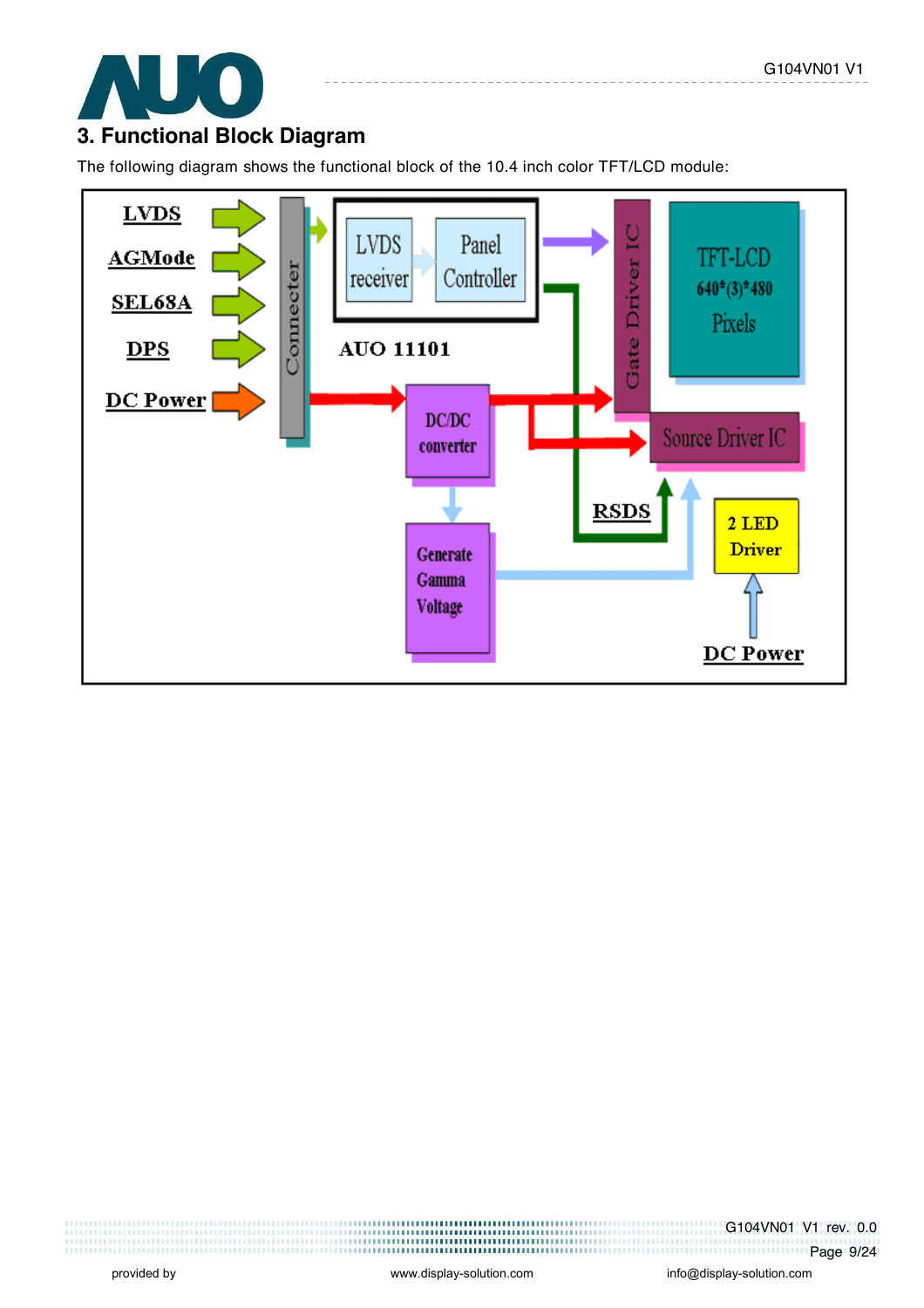## 3. Functional Block Diagram

The following diagram shows the functional block of the 10.4 inch color TFT/LCD module:

LVDS

AGMode

SEL68A

DPS

DC Power

Connecter

LVDS receiver

Panel Controller

AUO 11101

Gate Driver IC

TFT-LCD 640*(3)*480 Pixels

DC/DC converter

Source Driver IC

RSDS

Generate Gamma Voltage

2 LED Driver

DC Power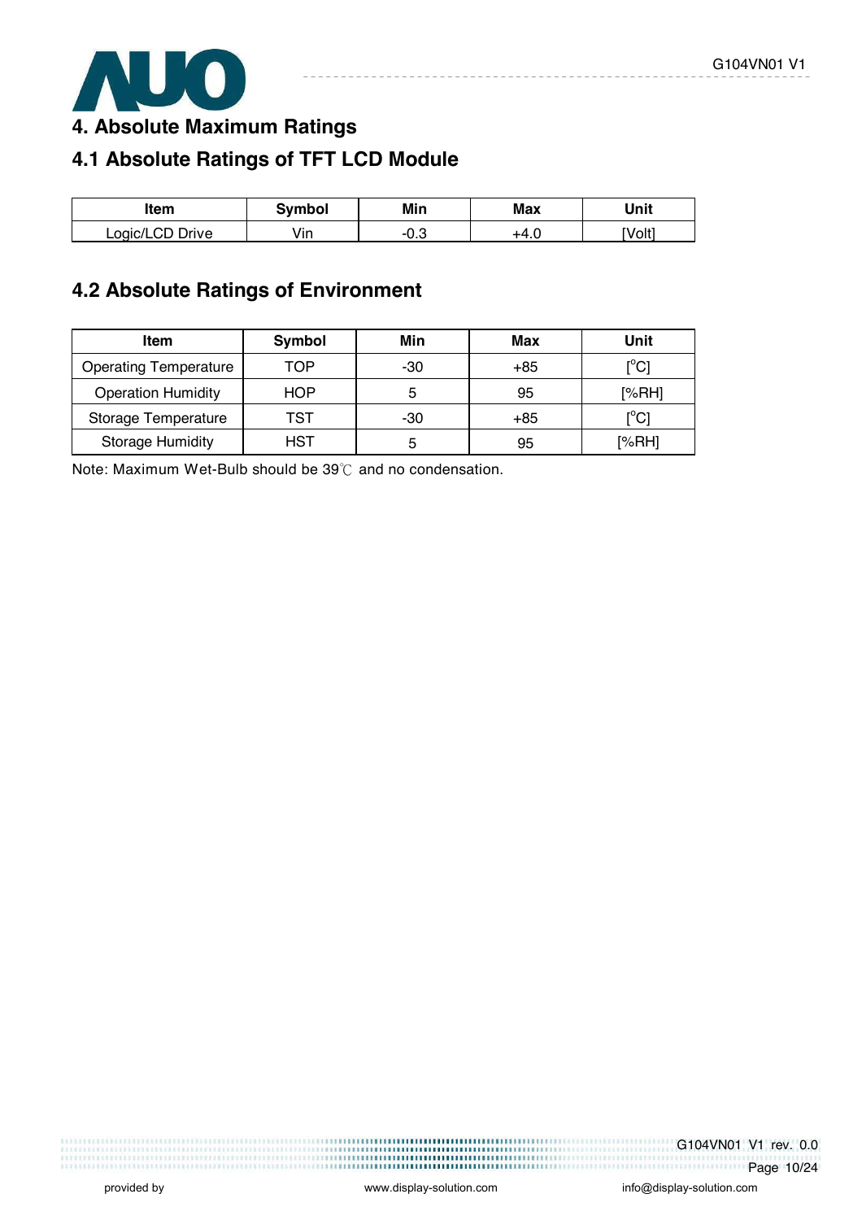# 4. Absolute Maximum Ratings

## 4.1 Absolute Ratings of TFT LCD Module

| Item | Symbol | Min | Max | Unit |
|---|---|---|---|---|
| Logic/LCD Drive | Vin | -0.3 | +4.0 | [Volt] |

## 4.2 Absolute Ratings of Environment

| Item | Symbol | Min | Max | Unit |
|---|---|---|---|---|
| Operating Temperature | TOP | -30 | +85 | [$^o$C] |
| Operation Humidity | HOP | 5 | 95 | [%RH] |
| Storage Temperature | TST | -30 | +85 | [$^o$C] |
| Storage Humidity | HST | 5 | 95 | [%RH] |

Note: Maximum Wet-Bulb should be 39℃ and no condensation.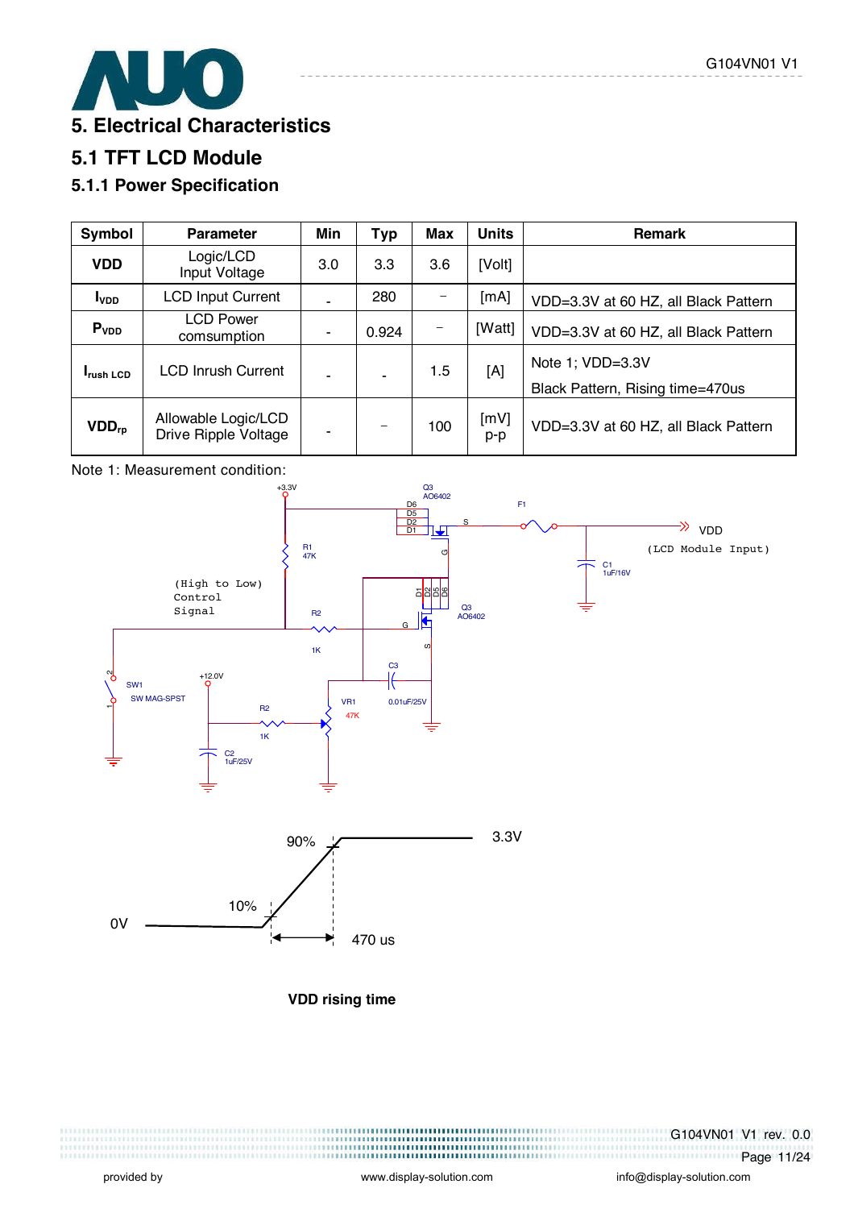# 5. Electrical Characteristics

## 5.1 TFT LCD Module

### 5.1.1 Power Specification

| Symbol | Parameter | Min | Typ | Max | Units | Remark |
|---|---|---|---|---|---|---|
| VDD | Logic/LCD Input Voltage | 3.0 | 3.3 | 3.6 | [Volt] | |
| $I_{VDD}$ | LCD Input Current | - | 280 | – | [mA] | VDD=3.3V at 60 HZ, all Black Pattern |
| $P_{VDD}$ | LCD Power comsumption | - | 0.924 | – | [Watt] | VDD=3.3V at 60 HZ, all Black Pattern |
| $I_{rush\ LCD}$ | LCD Inrush Current | - | - | 1.5 | [A] | Note 1; VDD=3.3V Black Pattern, Rising time=470us |
| $VDD_{rp}$ | Allowable Logic/LCD Drive Ripple Voltage | - | – | 100 | [mV] p-p | VDD=3.3V at 60 HZ, all Black Pattern |

Note 1: Measurement condition:

+3.3V
Q3 AO6402
D6 D5 D2 D1
S
F1
VDD
(LCD Module Input)
C1 1uF/16V
R1 47K
G
(High to Low) Control Signal
R2 1K
D1 D2 D5 D6
G
Q3 AO6402
S
C3 0.01uF/25V
SW1 SW MAG-SPST
+12.0V
R2 1K
VR1 47K
C2 1uF/25V

90%
3.3V
10%
0V
470 us

**VDD rising time**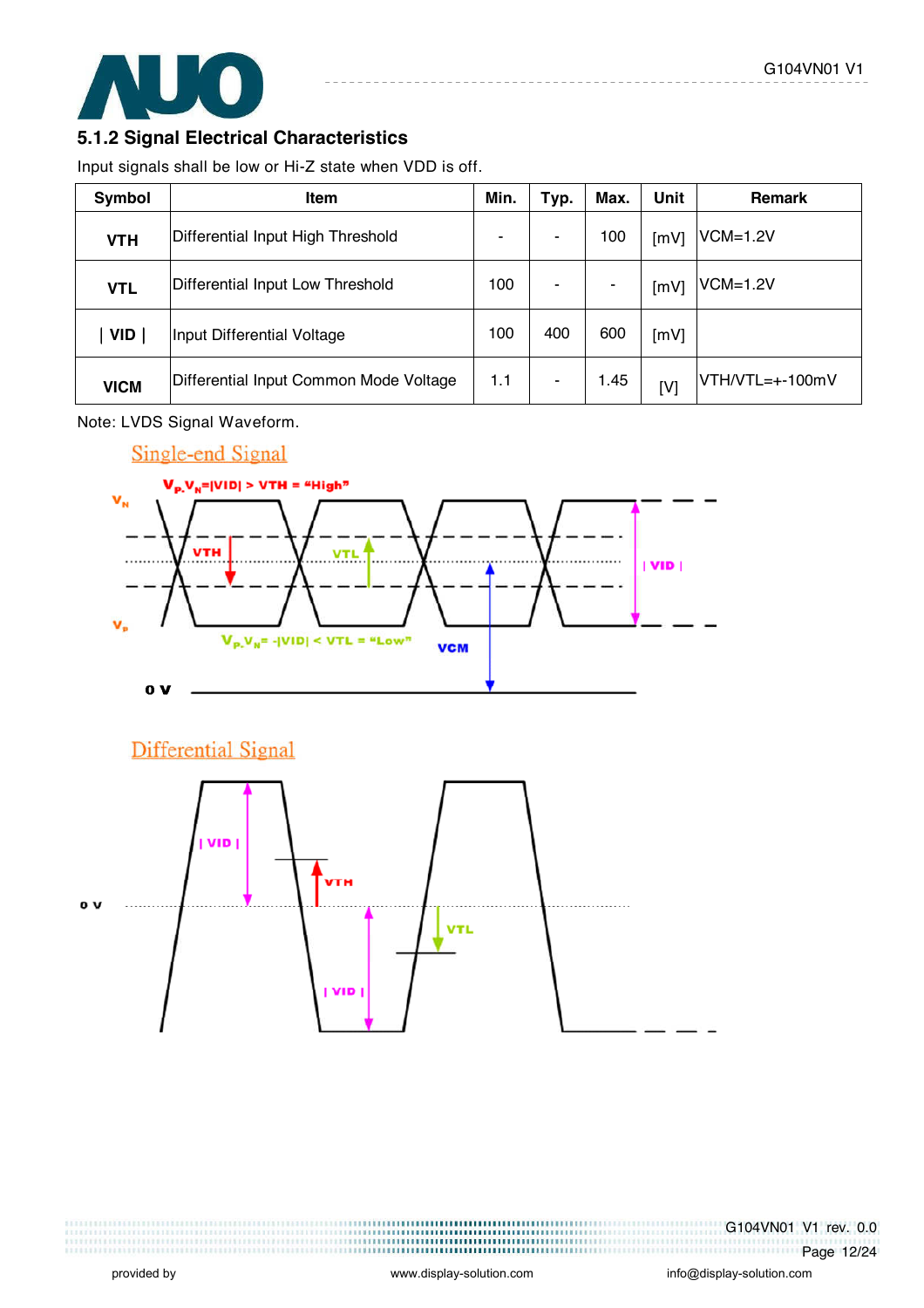### 5.1.2 Signal Electrical Characteristics

Input signals shall be low or Hi-Z state when VDD is off.

| Symbol | Item | Min. | Typ. | Max. | Unit | Remark |
|---|---|---|---|---|---|---|
| VTH | Differential Input High Threshold | - | - | 100 | [mV] | VCM=1.2V |
| VTL | Differential Input Low Threshold | 100 | - | - | [mV] | VCM=1.2V |
| \| VID \| | Input Differential Voltage | 100 | 400 | 600 | [mV] | |
| VICM | Differential Input Common Mode Voltage | 1.1 | - | 1.45 | [V] | VTH/VTL=+-100mV |

Note: LVDS Signal Waveform.

Single-end Signal

Differential Signal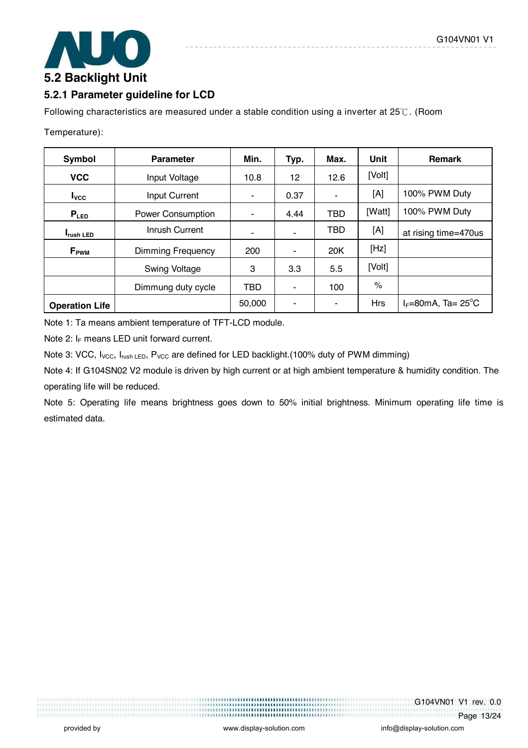## 5.2 Backlight Unit

### 5.2.1 Parameter guideline for LCD

Following characteristics are measured under a stable condition using a inverter at 25℃. (Room Temperature):

| Symbol | Parameter | Min. | Typ. | Max. | Unit | Remark |
|---|---|---|---|---|---|---|
| **VCC** | Input Voltage | 10.8 | 12 | 12.6 | [Volt] | |
| **$I_{VCC}$** | Input Current | - | 0.37 | - | [A] | 100% PWM Duty |
| **$P_{LED}$** | Power Consumption | - | 4.44 | TBD | [Watt] | 100% PWM Duty |
| **$I_{rush\ LED}$** | Inrush Current | - | - | TBD | [A] | at rising time=470us |
| **$F_{PWM}$** | Dimming Frequency | 200 | - | 20K | [Hz] | |
| | Swing Voltage | 3 | 3.3 | 5.5 | [Volt] | |
| | Dimmung duty cycle | TBD | - | 100 | % | |
| **Operation Life** | | 50,000 | - | - | Hrs | $I_F$=80mA, Ta= 25°C |

Note 1: Ta means ambient temperature of TFT-LCD module.

Note 2: $I_F$ means LED unit forward current.

Note 3: VCC, $I_{VCC}$, $I_{rush\ LED}$, $P_{VCC}$ are defined for LED backlight.(100% duty of PWM dimming)

Note 4: If G104SN02 V2 module is driven by high current or at high ambient temperature & humidity condition. The operating life will be reduced.

Note 5: Operating life means brightness goes down to 50% initial brightness. Minimum operating life time is estimated data.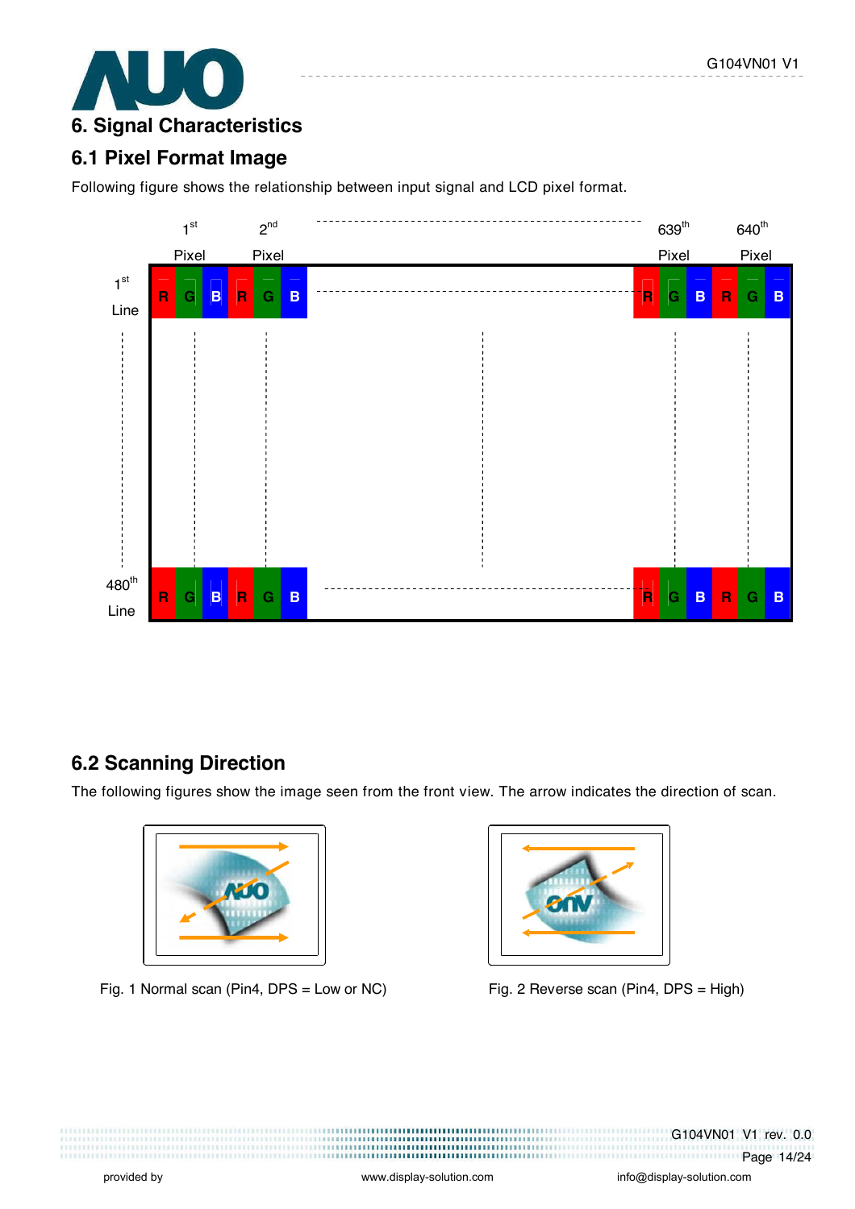# 6. Signal Characteristics

## 6.1 Pixel Format Image

Following figure shows the relationship between input signal and LCD pixel format.

## 6.2 Scanning Direction

The following figures show the image seen from the front view. The arrow indicates the direction of scan.

Fig. 1 Normal scan (Pin4, DPS = Low or NC)

Fig. 2 Reverse scan (Pin4, DPS = High)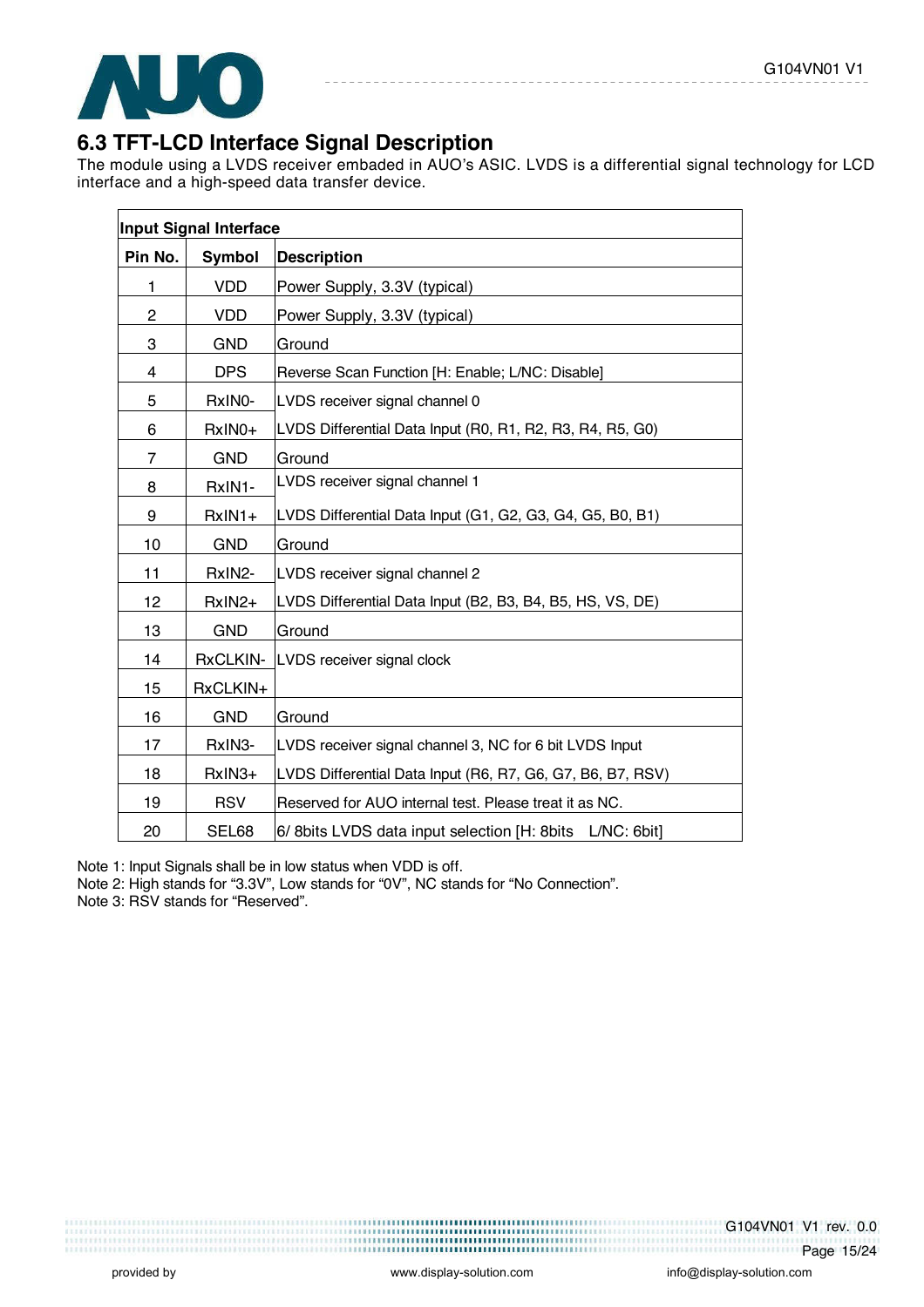## 6.3 TFT-LCD Interface Signal Description

The module using a LVDS receiver embaded in AUO's ASIC. LVDS is a differential signal technology for LCD interface and a high-speed data transfer device.

| **Input Signal Interface** | | |
|---|---|---|
| **Pin No.** | **Symbol** | **Description** |
| 1 | VDD | Power Supply, 3.3V (typical) |
| 2 | VDD | Power Supply, 3.3V (typical) |
| 3 | GND | Ground |
| 4 | DPS | Reverse Scan Function [H: Enable; L/NC: Disable] |
| 5 | RxIN0- | LVDS receiver signal channel 0 |
| 6 | RxIN0+ | LVDS Differential Data Input (R0, R1, R2, R3, R4, R5, G0) |
| 7 | GND | Ground |
| 8 | RxIN1- | LVDS receiver signal channel 1 |
| 9 | RxIN1+ | LVDS Differential Data Input (G1, G2, G3, G4, G5, B0, B1) |
| 10 | GND | Ground |
| 11 | RxIN2- | LVDS receiver signal channel 2 |
| 12 | RxIN2+ | LVDS Differential Data Input (B2, B3, B4, B5, HS, VS, DE) |
| 13 | GND | Ground |
| 14 | RxCLKIN- | LVDS receiver signal clock |
| 15 | RxCLKIN+ | |
| 16 | GND | Ground |
| 17 | RxIN3- | LVDS receiver signal channel 3, NC for 6 bit LVDS Input |
| 18 | RxIN3+ | LVDS Differential Data Input (R6, R7, G6, G7, B6, B7, RSV) |
| 19 | RSV | Reserved for AUO internal test. Please treat it as NC. |
| 20 | SEL68 | 6/ 8bits LVDS data input selection [H: 8bits L/NC: 6bit] |

Note 1: Input Signals shall be in low status when VDD is off.
Note 2: High stands for "3.3V", Low stands for "0V", NC stands for "No Connection".
Note 3: RSV stands for "Reserved".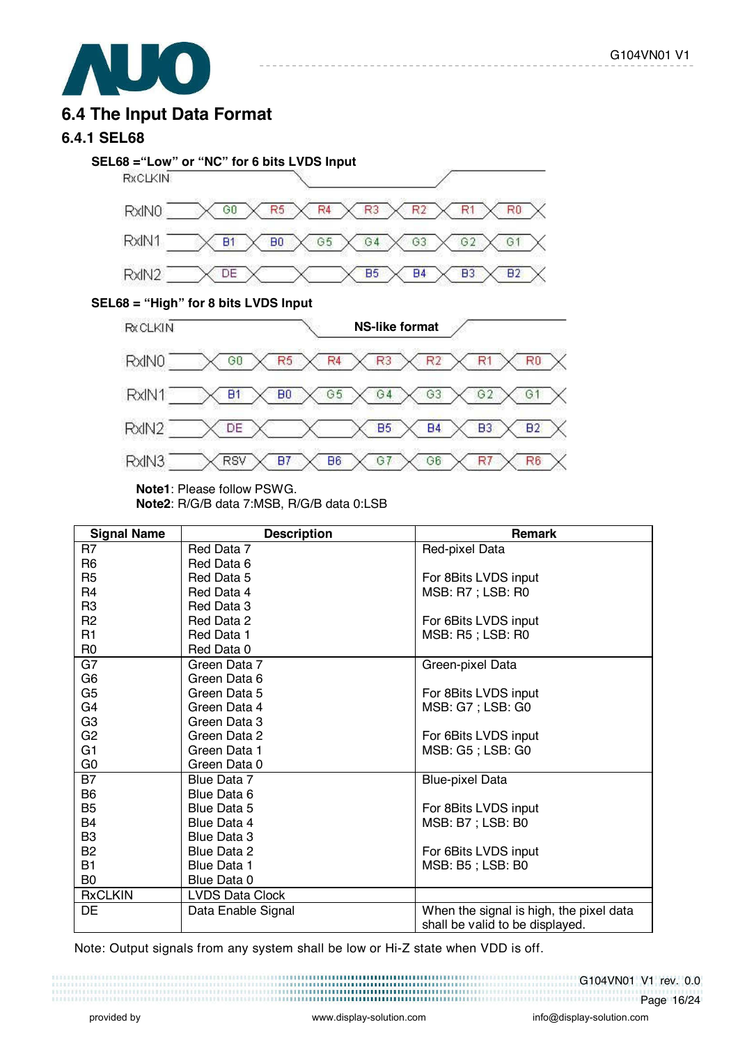## 6.4 The Input Data Format

### 6.4.1 SEL68

**SEL68 =“Low” or “NC” for 6 bits LVDS Input**

RxCLKIN

| RxIN0 | G0 | R5 | R4 | R3 | R2 | R1 | R0 |
|---|---|---|---|---|---|---|---|
| RxIN1 | B1 | B0 | G5 | G4 | G3 | G2 | G1 |
| RxIN2 | DE | | | B5 | B4 | B3 | B2 |

**SEL68 = “High” for 8 bits LVDS Input**

RxCLKIN **NS-like format**

| RxIN0 | G0 | R5 | R4 | R3 | R2 | R1 | R0 |
|---|---|---|---|---|---|---|---|
| RxIN1 | B1 | B0 | G5 | G4 | G3 | G2 | G1 |
| RxIN2 | DE | | | B5 | B4 | B3 | B2 |
| RxIN3 | RSV | B7 | B6 | G7 | G6 | R7 | R6 |

**Note1**: Please follow PSWG.
**Note2**: R/G/B data 7:MSB, R/G/B data 0:LSB

| Signal Name | Description | Remark |
|---|---|---|
| R7<br>R6<br>R5<br>R4<br>R3<br>R2<br>R1<br>R0 | Red Data 7<br>Red Data 6<br>Red Data 5<br>Red Data 4<br>Red Data 3<br>Red Data 2<br>Red Data 1<br>Red Data 0 | Red-pixel Data<br><br>For 8Bits LVDS input<br>MSB: R7 ; LSB: R0<br><br>For 6Bits LVDS input<br>MSB: R5 ; LSB: R0 |
| G7<br>G6<br>G5<br>G4<br>G3<br>G2<br>G1<br>G0 | Green Data 7<br>Green Data 6<br>Green Data 5<br>Green Data 4<br>Green Data 3<br>Green Data 2<br>Green Data 1<br>Green Data 0 | Green-pixel Data<br><br>For 8Bits LVDS input<br>MSB: G7 ; LSB: G0<br><br>For 6Bits LVDS input<br>MSB: G5 ; LSB: G0 |
| B7<br>B6<br>B5<br>B4<br>B3<br>B2<br>B1<br>B0 | Blue Data 7<br>Blue Data 6<br>Blue Data 5<br>Blue Data 4<br>Blue Data 3<br>Blue Data 2<br>Blue Data 1<br>Blue Data 0 | Blue-pixel Data<br><br>For 8Bits LVDS input<br>MSB: B7 ; LSB: B0<br><br>For 6Bits LVDS input<br>MSB: B5 ; LSB: B0 |
| RxCLKIN | LVDS Data Clock | |
| DE | Data Enable Signal | When the signal is high, the pixel data shall be valid to be displayed. |

Note: Output signals from any system shall be low or Hi-Z state when VDD is off.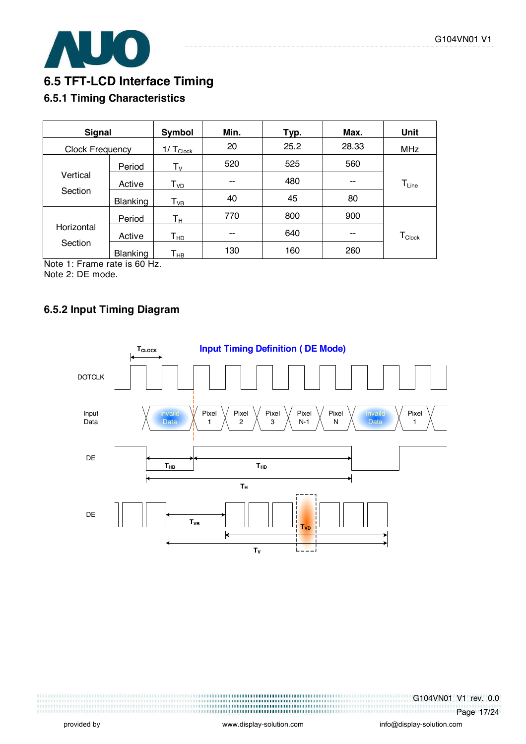## 6.5 TFT-LCD Interface Timing

### 6.5.1 Timing Characteristics

| Signal | | Symbol | Min. | Typ. | Max. | Unit |
|---|---|---|---|---|---|---|
| Clock Frequency | | $1/T_{Clock}$ | 20 | 25.2 | 28.33 | MHz |
| Vertical Section | Period | $T_V$ | 520 | 525 | 560 | $T_{Line}$ |
| | Active | $T_{VD}$ | -- | 480 | -- | |
| | Blanking | $T_{VB}$ | 40 | 45 | 80 | |
| Horizontal Section | Period | $T_H$ | 770 | 800 | 900 | $T_{Clock}$ |
| | Active | $T_{HD}$ | -- | 640 | -- | |
| | Blanking | $T_{HB}$ | 130 | 160 | 260 | |

Note 1: Frame rate is 60 Hz.
Note 2: DE mode.

### 6.5.2 Input Timing Diagram

**Input Timing Definition ( DE Mode)**

$T_{CLOCK}$

DOTCLK

Input Data: Invaild Data | Pixel 1 | Pixel 2 | Pixel 3 | Pixel N-1 | Pixel N | Invaild Data | Pixel 1

DE: $T_{HB}$, $T_{HD}$, $T_H$

DE: $T_{VB}$, $T_{VD}$, $T_V$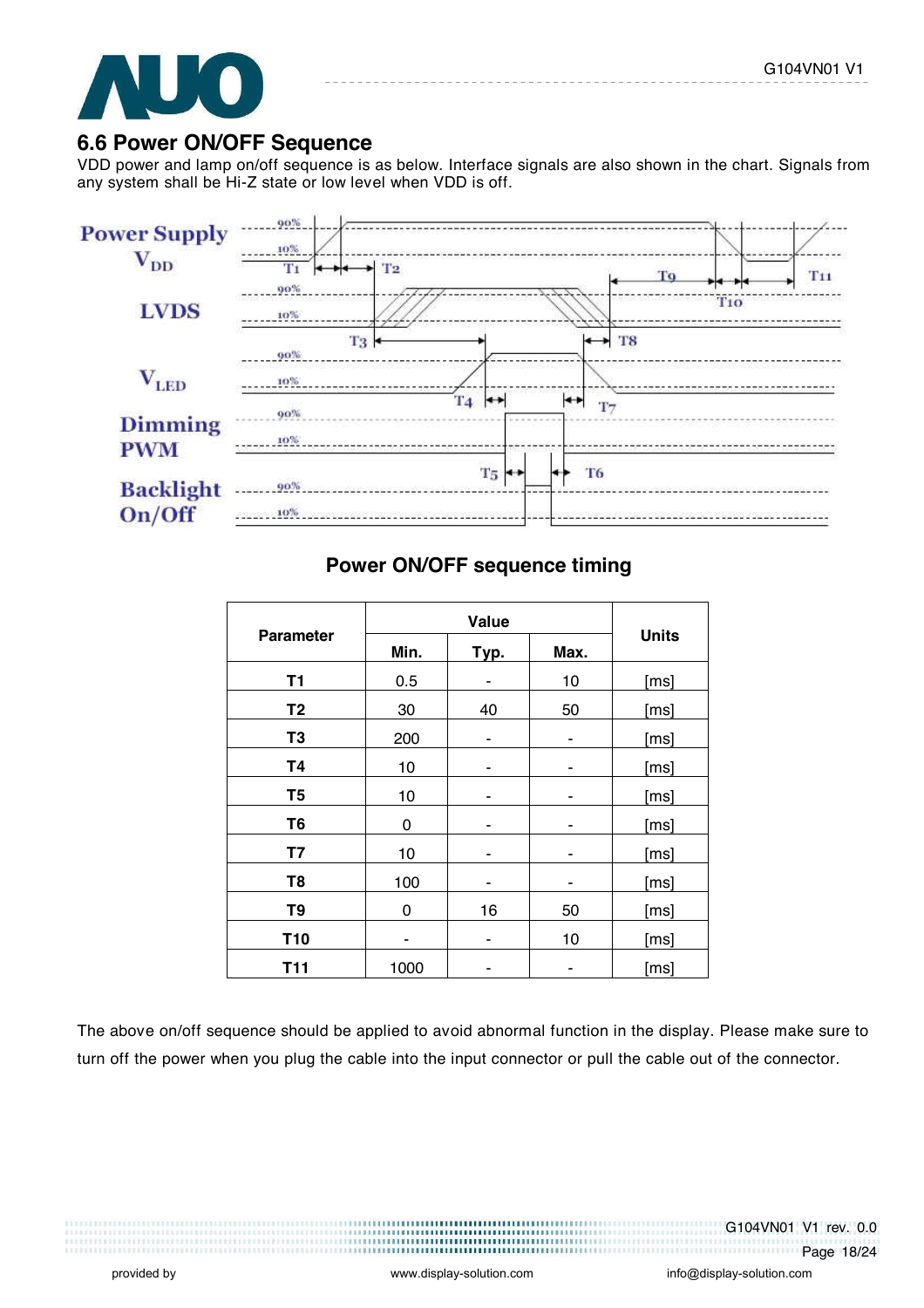## 6.6 Power ON/OFF Sequence

VDD power and lamp on/off sequence is as below. Interface signals are also shown in the chart. Signals from any system shall be Hi-Z state or low level when VDD is off.

**Power ON/OFF sequence timing**

| Parameter | Value | | | Units |
|---|---|---|---|---|
| | Min. | Typ. | Max. | |
| T1 | 0.5 | - | 10 | [ms] |
| T2 | 30 | 40 | 50 | [ms] |
| T3 | 200 | - | - | [ms] |
| T4 | 10 | - | - | [ms] |
| T5 | 10 | - | - | [ms] |
| T6 | 0 | - | - | [ms] |
| T7 | 10 | - | - | [ms] |
| T8 | 100 | - | - | [ms] |
| T9 | 0 | 16 | 50 | [ms] |
| T10 | - | - | 10 | [ms] |
| T11 | 1000 | - | - | [ms] |

The above on/off sequence should be applied to avoid abnormal function in the display. Please make sure to turn off the power when you plug the cable into the input connector or pull the cable out of the connector.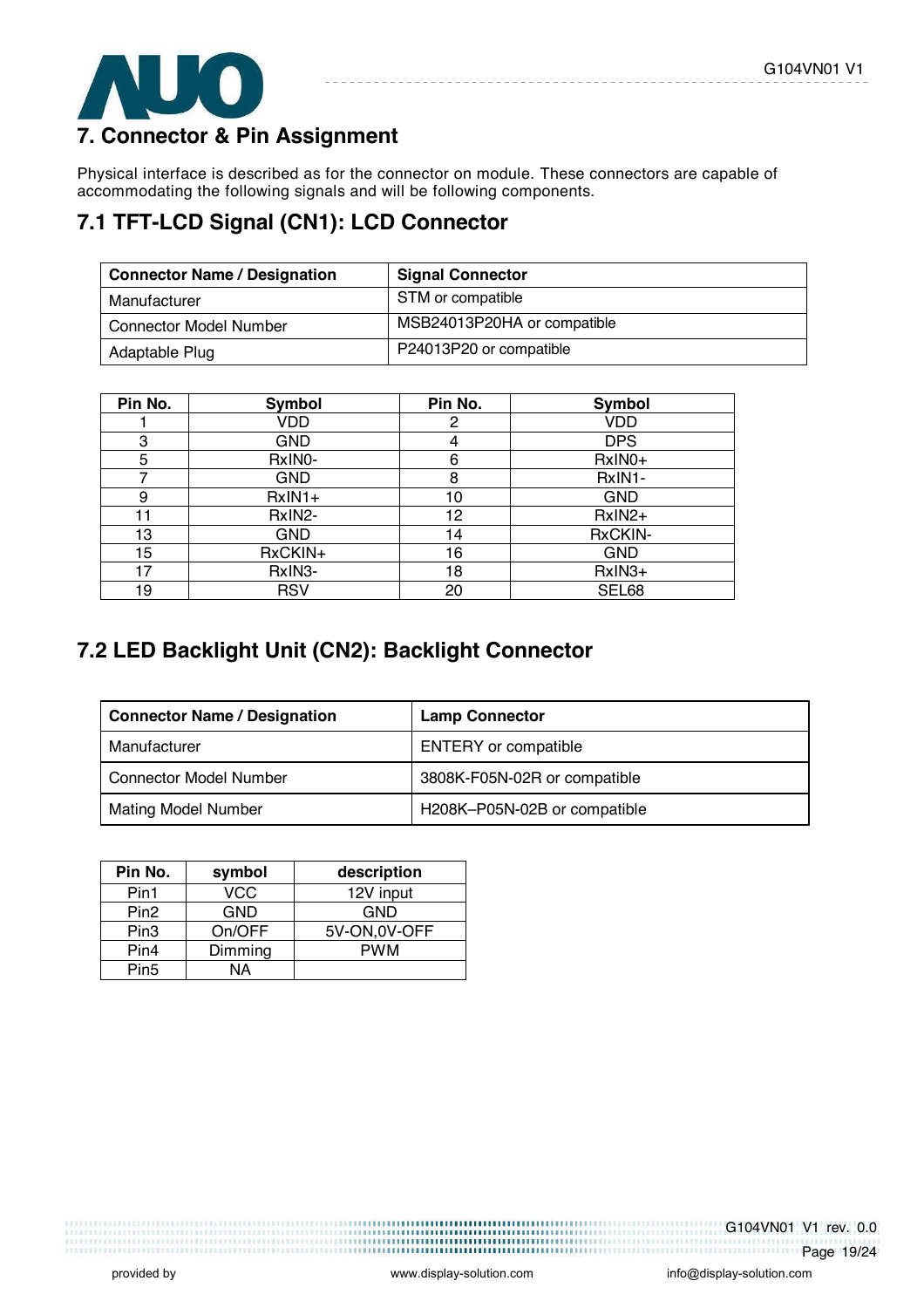## 7. Connector & Pin Assignment

Physical interface is described as for the connector on module. These connectors are capable of accommodating the following signals and will be following components.

### 7.1 TFT-LCD Signal (CN1): LCD Connector

| Connector Name / Designation | Signal Connector |
|---|---|
| Manufacturer | STM or compatible |
| Connector Model Number | MSB24013P20HA or compatible |
| Adaptable Plug | P24013P20 or compatible |

| Pin No. | Symbol | Pin No. | Symbol |
|---|---|---|---|
| 1 | VDD | 2 | VDD |
| 3 | GND | 4 | DPS |
| 5 | RxIN0- | 6 | RxIN0+ |
| 7 | GND | 8 | RxIN1- |
| 9 | RxIN1+ | 10 | GND |
| 11 | RxIN2- | 12 | RxIN2+ |
| 13 | GND | 14 | RxCKIN- |
| 15 | RxCKIN+ | 16 | GND |
| 17 | RxIN3- | 18 | RxIN3+ |
| 19 | RSV | 20 | SEL68 |

### 7.2 LED Backlight Unit (CN2): Backlight Connector

| Connector Name / Designation | Lamp Connector |
|---|---|
| Manufacturer | ENTERY or compatible |
| Connector Model Number | 3808K-F05N-02R or compatible |
| Mating Model Number | H208K–P05N-02B or compatible |

| Pin No. | symbol | description |
|---|---|---|
| Pin1 | VCC | 12V input |
| Pin2 | GND | GND |
| Pin3 | On/OFF | 5V-ON,0V-OFF |
| Pin4 | Dimming | PWM |
| Pin5 | NA | |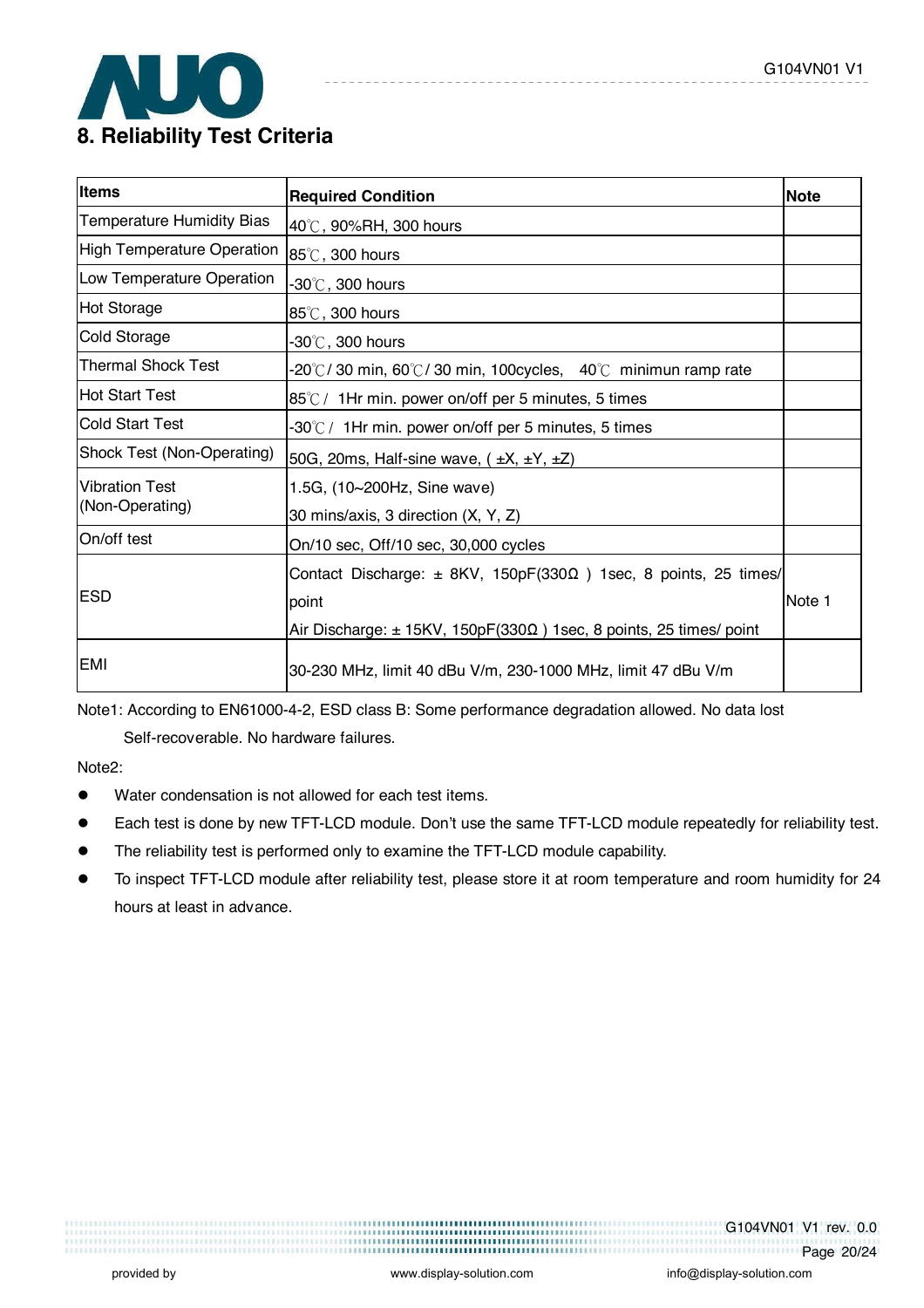# 8. Reliability Test Criteria

| Items | Required Condition | Note |
|---|---|---|
| Temperature Humidity Bias | 40℃, 90%RH, 300 hours | |
| High Temperature Operation | 85℃, 300 hours | |
| Low Temperature Operation | -30℃, 300 hours | |
| Hot Storage | 85℃, 300 hours | |
| Cold Storage | -30℃, 300 hours | |
| Thermal Shock Test | -20℃/ 30 min, 60℃/ 30 min, 100cycles, 40℃ minimun ramp rate | |
| Hot Start Test | 85℃ / 1Hr min. power on/off per 5 minutes, 5 times | |
| Cold Start Test | -30℃ / 1Hr min. power on/off per 5 minutes, 5 times | |
| Shock Test (Non-Operating) | 50G, 20ms, Half-sine wave, ( ±X, ±Y, ±Z) | |
| Vibration Test (Non-Operating) | 1.5G, (10~200Hz, Sine wave) 30 mins/axis, 3 direction (X, Y, Z) | |
| On/off test | On/10 sec, Off/10 sec, 30,000 cycles | |
| ESD | Contact Discharge: ± 8KV, 150pF(330Ω ) 1sec, 8 points, 25 times/ point<br>Air Discharge: ± 15KV, 150pF(330Ω ) 1sec, 8 points, 25 times/ point | Note 1 |
| EMI | 30-230 MHz, limit 40 dBu V/m, 230-1000 MHz, limit 47 dBu V/m | |

Note1: According to EN61000-4-2, ESD class B: Some performance degradation allowed. No data lost Self-recoverable. No hardware failures.

Note2:

- Water condensation is not allowed for each test items.
- Each test is done by new TFT-LCD module. Don't use the same TFT-LCD module repeatedly for reliability test.
- The reliability test is performed only to examine the TFT-LCD module capability.
- To inspect TFT-LCD module after reliability test, please store it at room temperature and room humidity for 24 hours at least in advance.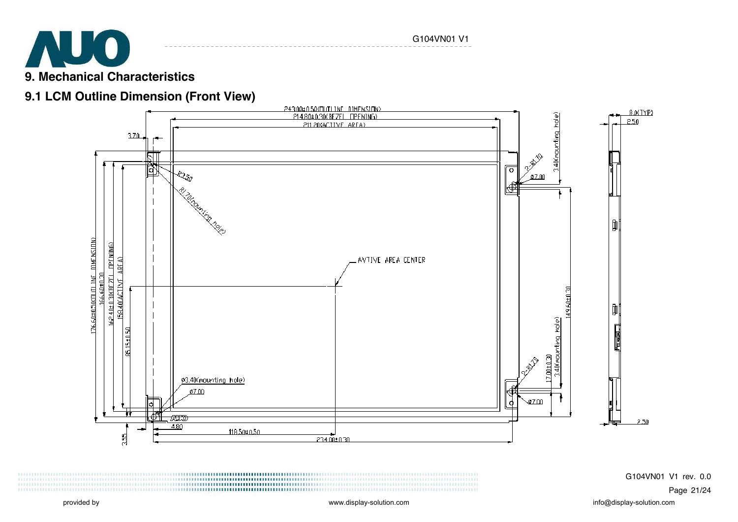## 9. Mechanical Characteristics

### 9.1 LCM Outline Dimension (Front View)

243.00±0.50(OUTLINE DIMENSION)

214.80±0.30(BEZEL OPENING)

211.20(ACTIVE AREA)

3.70

R2.50

R1.70(mounting hole)

2-R1.70

3.40(mounting hole)

Ø7.00

AVTIVE AREA CENTER

176.60±0.50(OUTLINE DIMENSION)

166.60±0.30

162.40±0.30(BEZEL OPENING)

158.40(ACTIVE AREA)

85.15±0.50

149.60±0.30

17.00±0.30

3.40(mounting hole)

2-R1.70

Ø3.40(mounting hole)

Ø7.00

Ø7.00

ABCD

4.80

2.55

118.50±0.50

234.00±0.30

8.0(TYP)

2.50

2.50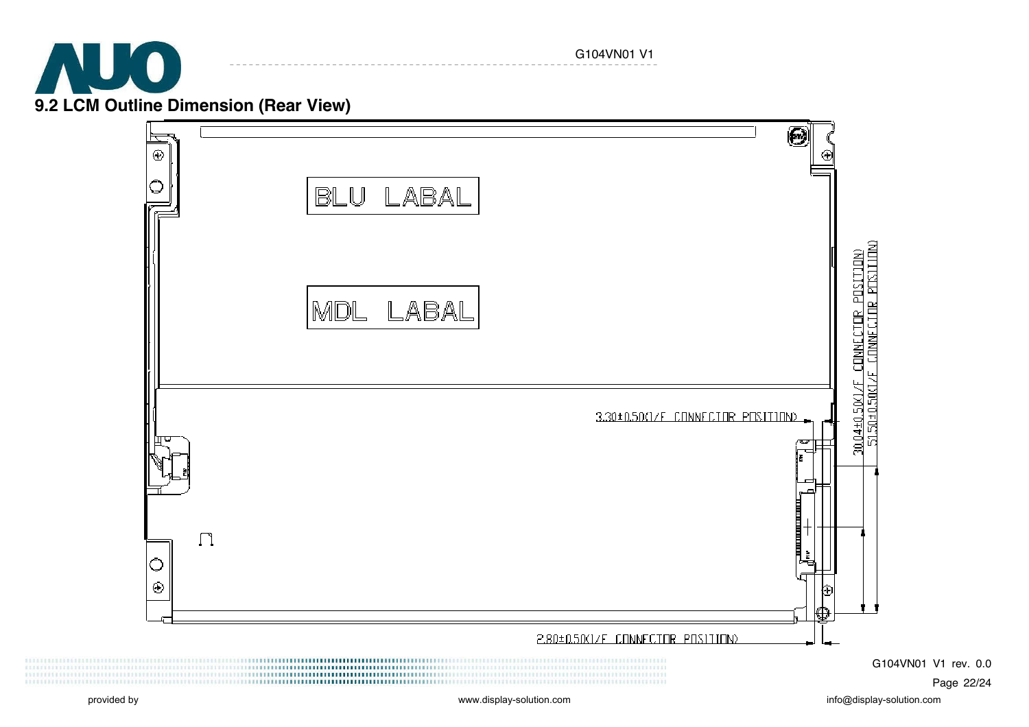## 9.2 LCM Outline Dimension (Rear View)

BLU LABAL

MDL LABAL

3.30±0.50(I/F CONNECTOR POSITION)

30.04±0.50(I/F CONNECTOR POSITION)

51.50±0.50(I/F CONNECTOR POSITION)

2.80±0.50(I/F CONNECTOR POSITION)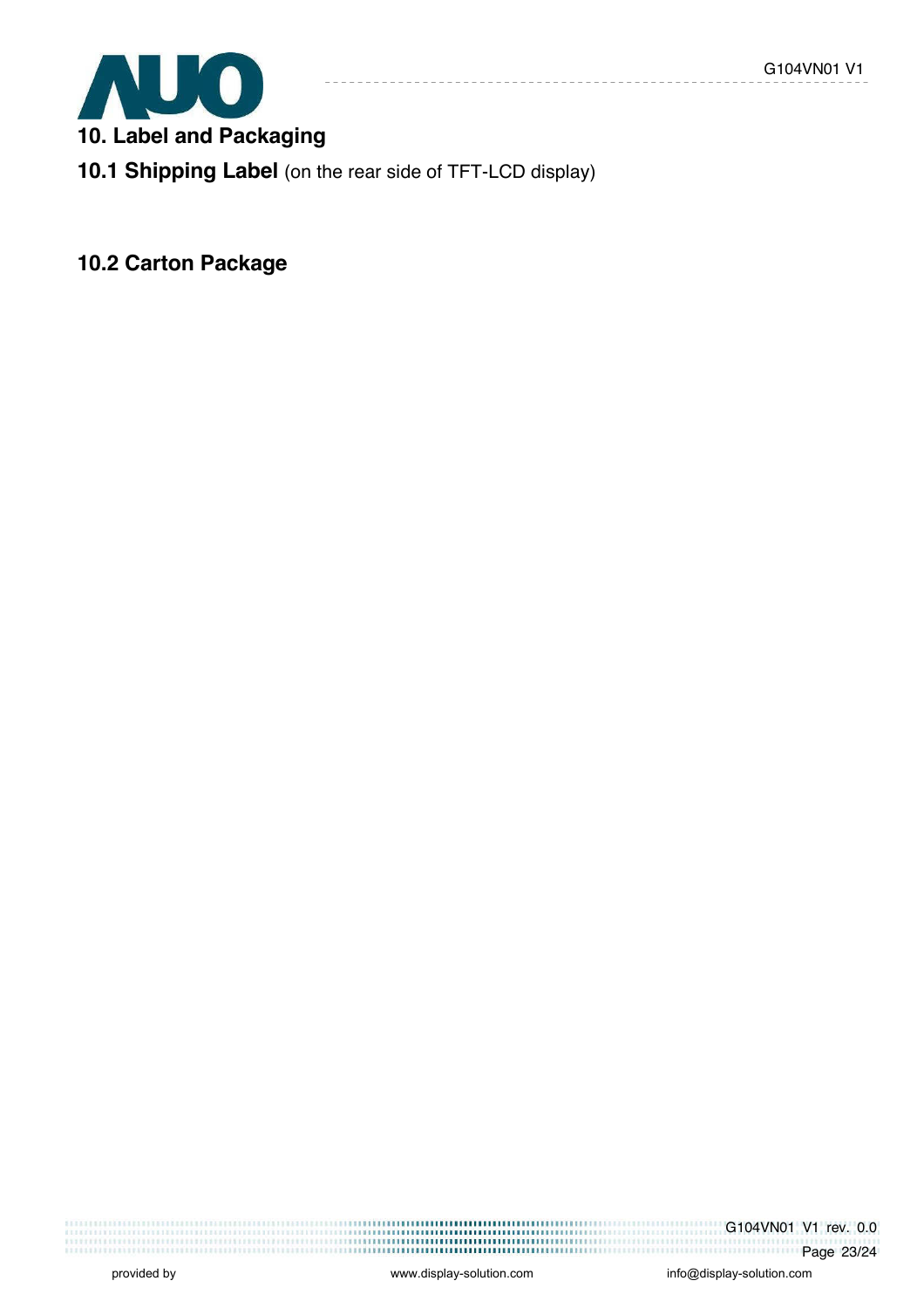## 10. Label and Packaging

### 10.1 Shipping Label (on the rear side of TFT-LCD display)

### 10.2 Carton Package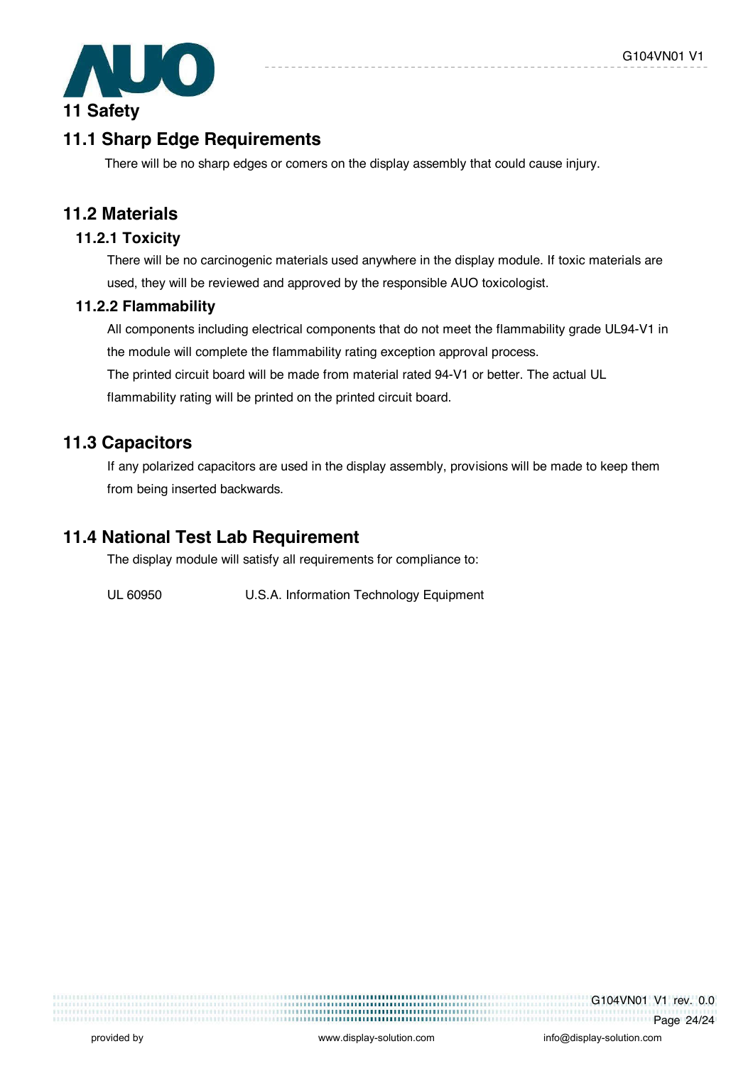# 11 Safety

## 11.1 Sharp Edge Requirements

There will be no sharp edges or comers on the display assembly that could cause injury.

## 11.2 Materials

### 11.2.1 Toxicity

There will be no carcinogenic materials used anywhere in the display module. If toxic materials are used, they will be reviewed and approved by the responsible AUO toxicologist.

### 11.2.2 Flammability

All components including electrical components that do not meet the flammability grade UL94-V1 in the module will complete the flammability rating exception approval process.

The printed circuit board will be made from material rated 94-V1 or better. The actual UL flammability rating will be printed on the printed circuit board.

## 11.3 Capacitors

If any polarized capacitors are used in the display assembly, provisions will be made to keep them from being inserted backwards.

## 11.4 National Test Lab Requirement

The display module will satisfy all requirements for compliance to:

| | |
|---|---|
| UL 60950 | U.S.A. Information Technology Equipment |